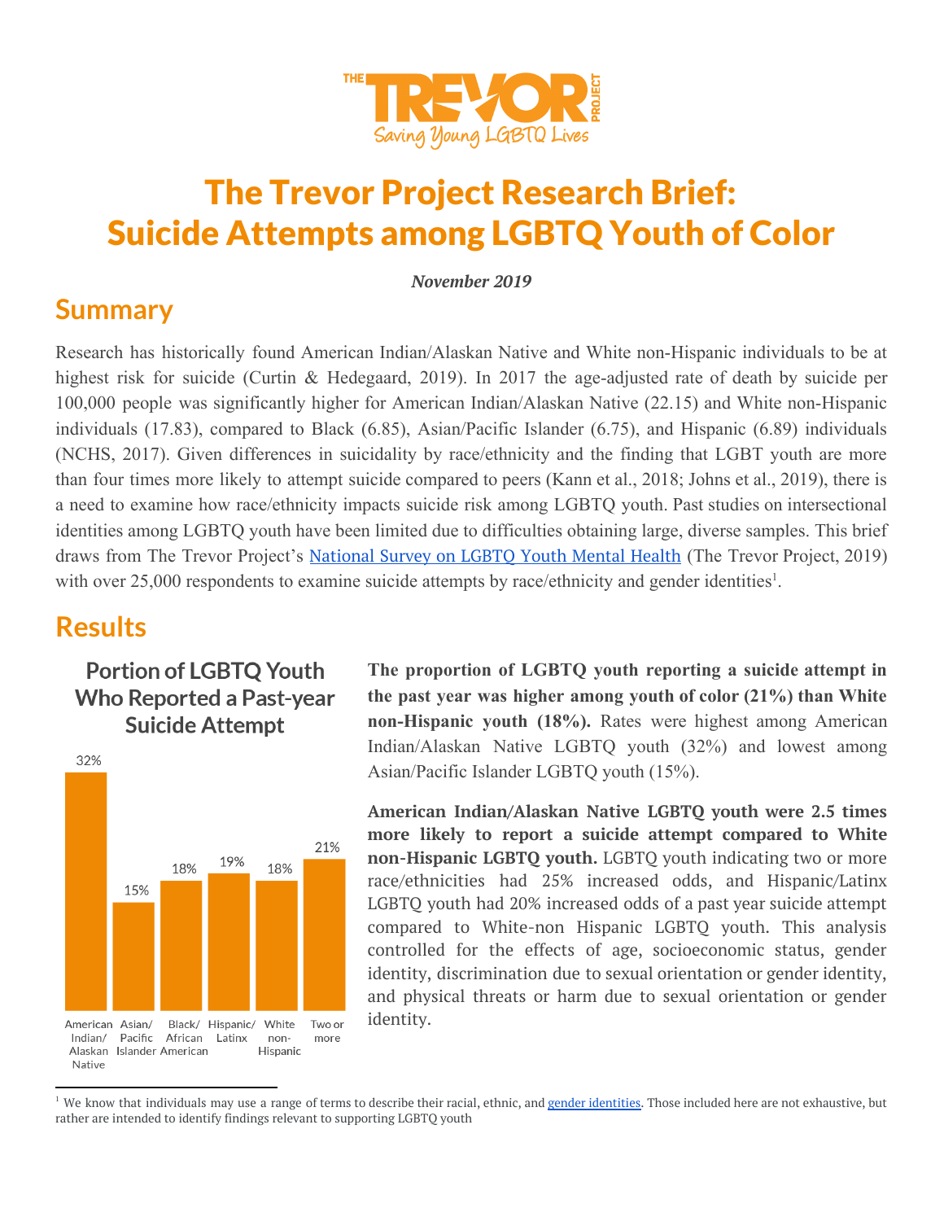THE TREVOR PROJECT
Saving Young LGBTQ Lives

# The Trevor Project Research Brief: Suicide Attempts among LGBTQ Youth of Color

***November 2019***

## Summary

Research has historically found American Indian/Alaskan Native and White non-Hispanic individuals to be at highest risk for suicide (Curtin & Hedegaard, 2019). In 2017 the age-adjusted rate of death by suicide per 100,000 people was significantly higher for American Indian/Alaskan Native (22.15) and White non-Hispanic individuals (17.83), compared to Black (6.85), Asian/Pacific Islander (6.75), and Hispanic (6.89) individuals (NCHS, 2017). Given differences in suicidality by race/ethnicity and the finding that LGBT youth are more than four times more likely to attempt suicide compared to peers (Kann et al., 2018; Johns et al., 2019), there is a need to examine how race/ethnicity impacts suicide risk among LGBTQ youth. Past studies on intersectional identities among LGBTQ youth have been limited due to difficulties obtaining large, diverse samples. This brief draws from The Trevor Project's National Survey on LGBTQ Youth Mental Health (The Trevor Project, 2019) with over 25,000 respondents to examine suicide attempts by race/ethnicity and gender identities[1].

## Results

### Portion of LGBTQ Youth Who Reported a Past-year Suicide Attempt

| American Indian/Alaskan Native | Asian/Pacific Islander | Black/African American | Hispanic/Latinx | White non-Hispanic | Two or more |
|---|---|---|---|---|---|
| 32% | 15% | 18% | 19% | 18% | 21% |

**The proportion of LGBTQ youth reporting a suicide attempt in the past year was higher among youth of color (21%) than White non-Hispanic youth (18%).** Rates were highest among American Indian/Alaskan Native LGBTQ youth (32%) and lowest among Asian/Pacific Islander LGBTQ youth (15%).

**American Indian/Alaskan Native LGBTQ youth were 2.5 times more likely to report a suicide attempt compared to White non-Hispanic LGBTQ youth.** LGBTQ youth indicating two or more race/ethnicities had 25% increased odds, and Hispanic/Latinx LGBTQ youth had 20% increased odds of a past year suicide attempt compared to White-non Hispanic LGBTQ youth. This analysis controlled for the effects of age, socioeconomic status, gender identity, discrimination due to sexual orientation or gender identity, and physical threats or harm due to sexual orientation or gender identity.

---

[1] We know that individuals may use a range of terms to describe their racial, ethnic, and gender identities. Those included here are not exhaustive, but rather are intended to identify findings relevant to supporting LGBTQ youth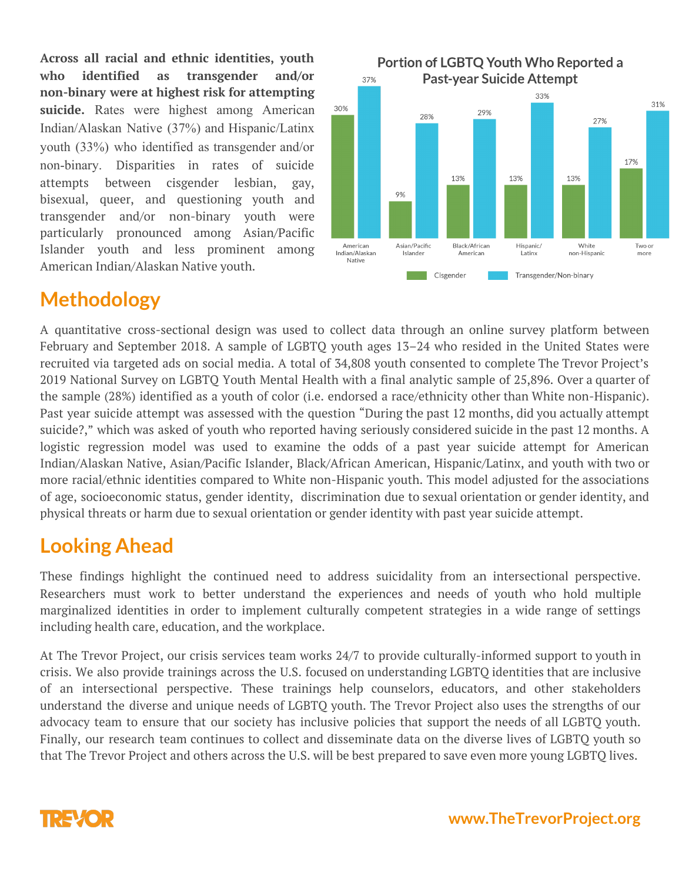**Across all racial and ethnic identities, youth who identified as transgender and/or non-binary were at highest risk for attempting suicide.** Rates were highest among American Indian/Alaskan Native (37%) and Hispanic/Latinx youth (33%) who identified as transgender and/or non-binary. Disparities in rates of suicide attempts between cisgender lesbian, gay, bisexual, queer, and questioning youth and transgender and/or non-binary youth were particularly pronounced among Asian/Pacific Islander youth and less prominent among American Indian/Alaskan Native youth.

**Portion of LGBTQ Youth Who Reported a Past-year Suicide Attempt**

| | Cisgender | Transgender/Non-binary |
|---|---|---|
| American Indian/Alaskan Native | 30% | 37% |
| Asian/Pacific Islander | 9% | 28% |
| Black/African American | 13% | 29% |
| Hispanic/Latinx | 13% | 33% |
| White non-Hispanic | 13% | 27% |
| Two or more | 17% | 31% |

## Methodology

A quantitative cross-sectional design was used to collect data through an online survey platform between February and September 2018. A sample of LGBTQ youth ages 13–24 who resided in the United States were recruited via targeted ads on social media. A total of 34,808 youth consented to complete The Trevor Project's 2019 National Survey on LGBTQ Youth Mental Health with a final analytic sample of 25,896. Over a quarter of the sample (28%) identified as a youth of color (i.e. endorsed a race/ethnicity other than White non-Hispanic). Past year suicide attempt was assessed with the question "During the past 12 months, did you actually attempt suicide?," which was asked of youth who reported having seriously considered suicide in the past 12 months. A logistic regression model was used to examine the odds of a past year suicide attempt for American Indian/Alaskan Native, Asian/Pacific Islander, Black/African American, Hispanic/Latinx, and youth with two or more racial/ethnic identities compared to White non-Hispanic youth. This model adjusted for the associations of age, socioeconomic status, gender identity, discrimination due to sexual orientation or gender identity, and physical threats or harm due to sexual orientation or gender identity with past year suicide attempt.

## Looking Ahead

These findings highlight the continued need to address suicidality from an intersectional perspective. Researchers must work to better understand the experiences and needs of youth who hold multiple marginalized identities in order to implement culturally competent strategies in a wide range of settings including health care, education, and the workplace.

At The Trevor Project, our crisis services team works 24/7 to provide culturally-informed support to youth in crisis. We also provide trainings across the U.S. focused on understanding LGBTQ identities that are inclusive of an intersectional perspective. These trainings help counselors, educators, and other stakeholders understand the diverse and unique needs of LGBTQ youth. The Trevor Project also uses the strengths of our advocacy team to ensure that our society has inclusive policies that support the needs of all LGBTQ youth. Finally, our research team continues to collect and disseminate data on the diverse lives of LGBTQ youth so that The Trevor Project and others across the U.S. will be best prepared to save even more young LGBTQ lives.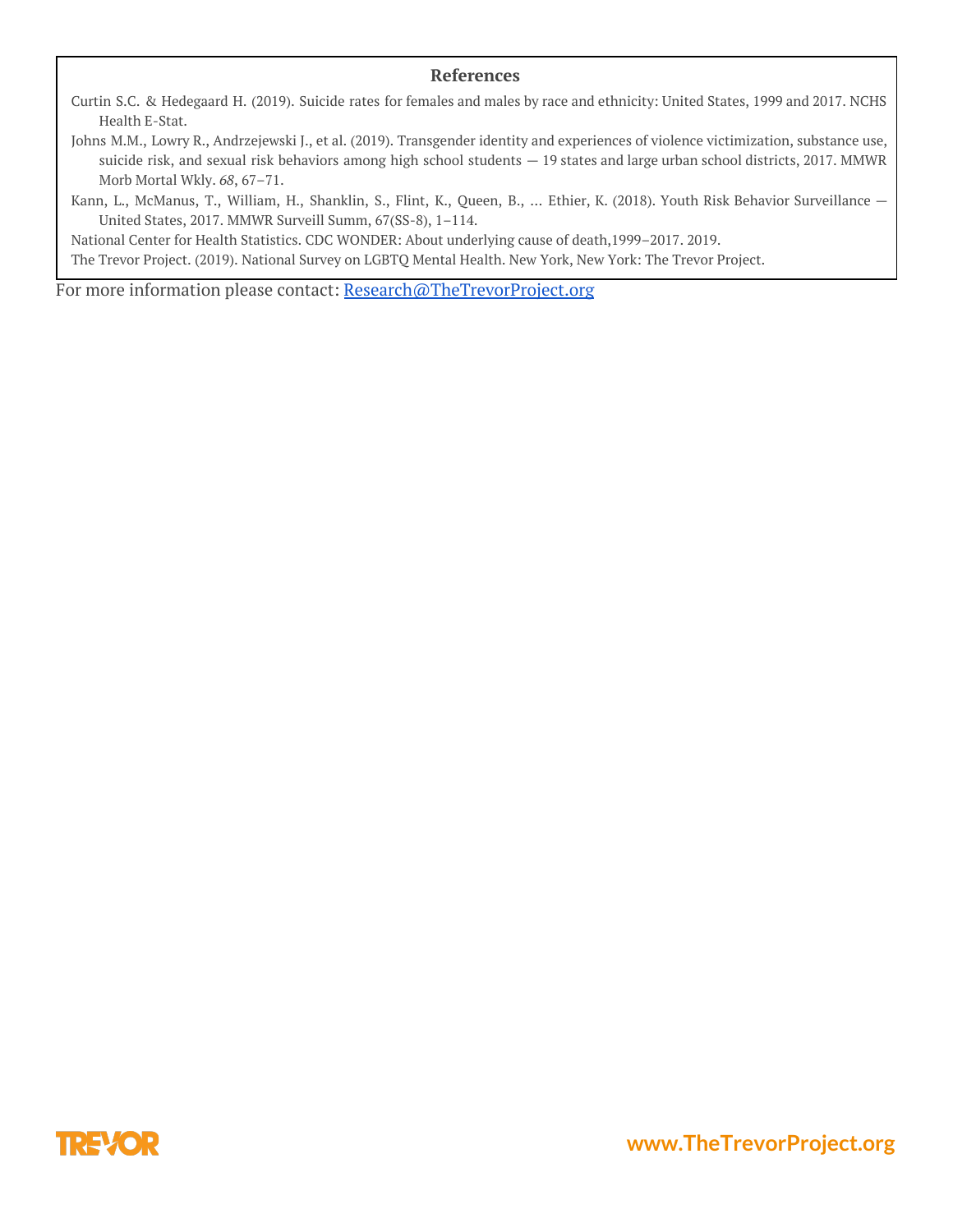## References

Curtin S.C. & Hedegaard H. (2019). Suicide rates for females and males by race and ethnicity: United States, 1999 and 2017. NCHS Health E-Stat.

Johns M.M., Lowry R., Andrzejewski J., et al. (2019). Transgender identity and experiences of violence victimization, substance use, suicide risk, and sexual risk behaviors among high school students — 19 states and large urban school districts, 2017. MMWR Morb Mortal Wkly. *68*, 67–71.

Kann, L., McManus, T., William, H., Shanklin, S., Flint, K., Queen, B., … Ethier, K. (2018). Youth Risk Behavior Surveillance — United States, 2017. MMWR Surveill Summ, 67(SS-8), 1–114.

National Center for Health Statistics. CDC WONDER: About underlying cause of death,1999–2017. 2019.

The Trevor Project. (2019). National Survey on LGBTQ Mental Health. New York, New York: The Trevor Project.

For more information please contact: Research@TheTrevorProject.org

TREVOR

www.TheTrevorProject.org